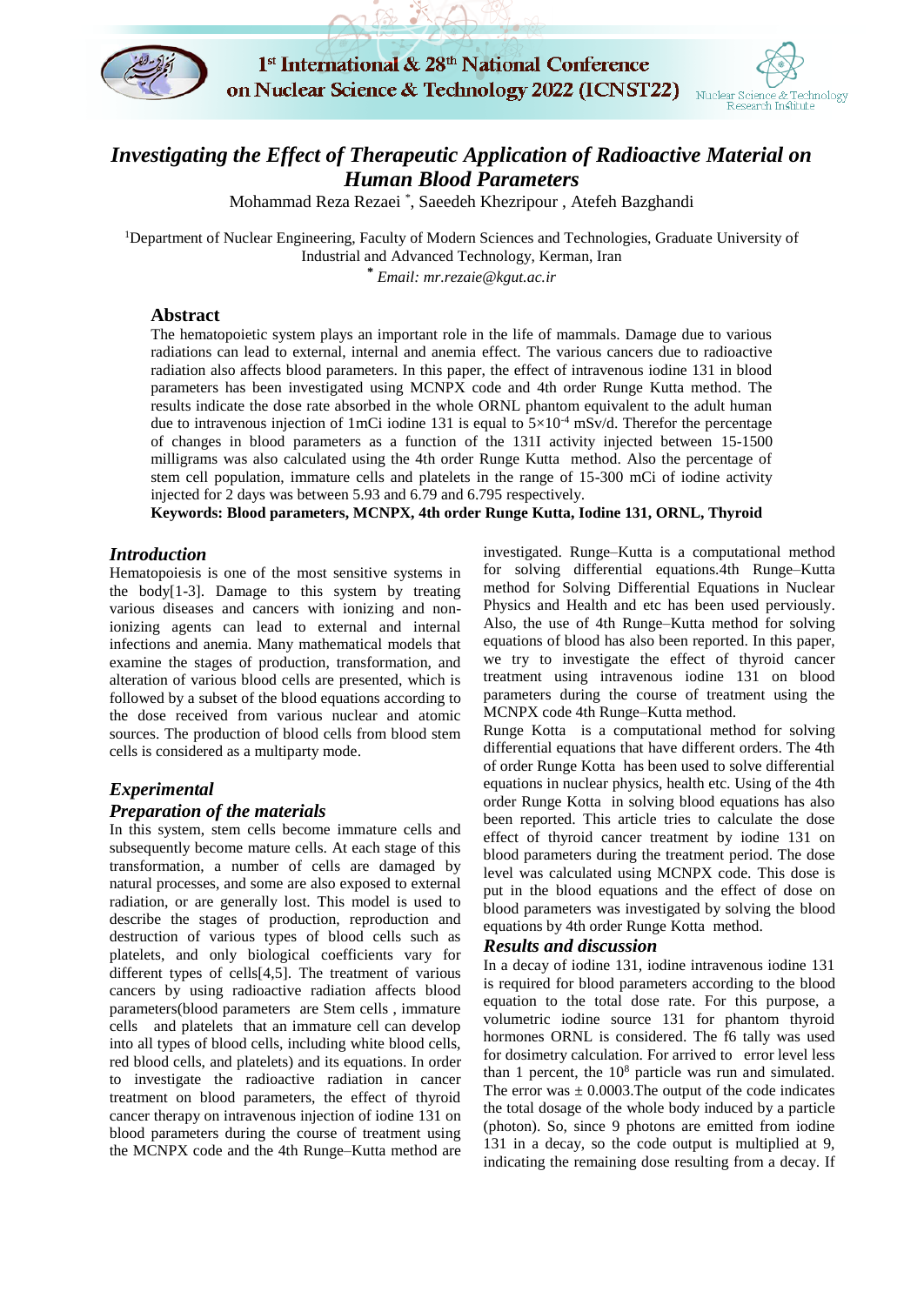# Investigating the Effect of Therapeutic Application of Radioactive Material on Human Blood Parameters

Mohammad Reza Rezaei *, Saeedeh Khezripour , Atefeh Bazghandi

[1]Department of Nuclear Engineering, Faculty of Modern Sciences and Technologies, Graduate University of Industrial and Advanced Technology, Kerman, Iran

\* *Email: mr.rezaie@kgut.ac.ir*

## Abstract

The hematopoietic system plays an important role in the life of mammals. Damage due to various radiations can lead to external, internal and anemia effect. The various cancers due to radioactive radiation also affects blood parameters. In this paper, the effect of intravenous iodine 131 in blood parameters has been investigated using MCNPX code and 4th order Runge Kutta method. The results indicate the dose rate absorbed in the whole ORNL phantom equivalent to the adult human due to intravenous injection of 1mCi iodine 131 is equal to $5\times10^{-4}$ mSv/d. Therefor the percentage of changes in blood parameters as a function of the 131I activity injected between 15-1500 milligrams was also calculated using the 4th order Runge Kutta method. Also the percentage of stem cell population, immature cells and platelets in the range of 15-300 mCi of iodine activity injected for 2 days was between 5.93 and 6.79 and 6.795 respectively.

**Keywords: Blood parameters, MCNPX, 4th order Runge Kutta, Iodine 131, ORNL, Thyroid**

## *Introduction*

Hematopoiesis is one of the most sensitive systems in the body[1-3]. Damage to this system by treating various diseases and cancers with ionizing and non-ionizing agents can lead to external and internal infections and anemia. Many mathematical models that examine the stages of production, transformation, and alteration of various blood cells are presented, which is followed by a subset of the blood equations according to the dose received from various nuclear and atomic sources. The production of blood cells from blood stem cells is considered as a multiparty mode.

## *Experimental*

### *Preparation of the materials*

In this system, stem cells become immature cells and subsequently become mature cells. At each stage of this transformation, a number of cells are damaged by natural processes, and some are also exposed to external radiation, or are generally lost. This model is used to describe the stages of production, reproduction and destruction of various types of blood cells such as platelets, and only biological coefficients vary for different types of cells[4,5]. The treatment of various cancers by using radioactive radiation affects blood parameters(blood parameters are Stem cells , immature cells and platelets that an immature cell can develop into all types of blood cells, including white blood cells, red blood cells, and platelets) and its equations. In order to investigate the radioactive radiation in cancer treatment on blood parameters, the effect of thyroid cancer therapy on intravenous injection of iodine 131 on blood parameters during the course of treatment using the MCNPX code and the 4th Runge–Kutta method are investigated. Runge–Kutta is a computational method for solving differential equations.4th Runge–Kutta method for Solving Differential Equations in Nuclear Physics and Health and etc has been used perviously. Also, the use of 4th Runge–Kutta method for solving equations of blood has also been reported. In this paper, we try to investigate the effect of thyroid cancer treatment using intravenous iodine 131 on blood parameters during the course of treatment using the MCNPX code 4th Runge–Kutta method.

Runge Kotta is a computational method for solving differential equations that have different orders. The 4th of order Runge Kotta has been used to solve differential equations in nuclear physics, health etc. Using of the 4th order Runge Kotta in solving blood equations has also been reported. This article tries to calculate the dose effect of thyroid cancer treatment by iodine 131 on blood parameters during the treatment period. The dose level was calculated using MCNPX code. This dose is put in the blood equations and the effect of dose on blood parameters was investigated by solving the blood equations by 4th order Runge Kotta method.

## *Results and discussion*

In a decay of iodine 131, iodine intravenous iodine 131 is required for blood parameters according to the blood equation to the total dose rate. For this purpose, a volumetric iodine source 131 for phantom thyroid hormones ORNL is considered. The f6 tally was used for dosimetry calculation. For arrived to error level less than 1 percent, the $10^8$ particle was run and simulated. The error was ± 0.0003.The output of the code indicates the total dosage of the whole body induced by a particle (photon). So, since 9 photons are emitted from iodine 131 in a decay, so the code output is multiplied at 9, indicating the remaining dose resulting from a decay. If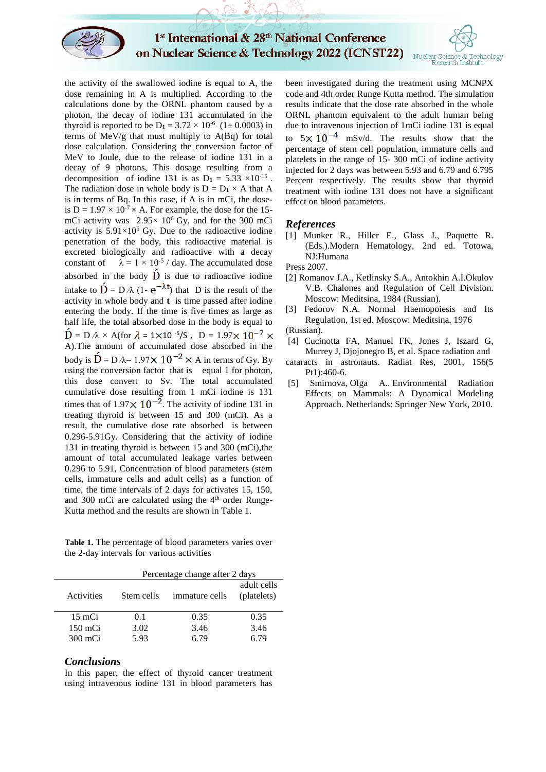the activity of the swallowed iodine is equal to A, the dose remaining in A is multiplied. According to the calculations done by the ORNL phantom caused by a photon, the decay of iodine 131 accumulated in the thyroid is reported to be $D_1 = 3.72 \times 10^{-6}$ (1± 0.0003) in terms of MeV/g that must multiply to A(Bq) for total dose calculation. Considering the conversion factor of MeV to Joule, due to the release of iodine 131 in a decay of 9 photons, This dosage resulting from a decomposition of iodine 131 is as $D_1 = 5.33 \times 10^{-15}$. The radiation dose in whole body is $D = D_1 \times A$ that A is in terms of Bq. In this case, if A is in mCi, the dose-is $D = 1.97 \times 10^{-7} \times A$. For example, the dose for the 15-mCi activity was $2.95\times 10^6$ Gy, and for the 300 mCi activity is $5.91\times10^5$ Gy. Due to the radioactive iodine penetration of the body, this radioactive material is excreted biologically and radioactive with a decay constant of $\lambda = 1 \times 10^{-5}$ / day. The accumulated dose absorbed in the body $\acute{D}$ is due to radioactive iodine intake to $\acute{D} = D/\lambda\ (1- e^{-\lambda t})$ that D is the result of the activity in whole body and **t** is time passed after iodine entering the body. If the time is five times as large as half life, the total absorbed dose in the body is equal to $\acute{D} = D/\lambda \times A$(for $\lambda = 1\times10^{-5}$/S , $D = 1.97\times 10^{-7} \times A$).The amount of accumulated dose absorbed in the body is $\acute{D} = D/\lambda = 1.97\times 10^{-2} \times A$ in terms of Gy. By using the conversion factor that is equal 1 for photon, this dose convert to Sv. The total accumulated cumulative dose resulting from 1 mCi iodine is 131 times that of $1.97\times 10^{-2}$. The activity of iodine 131 in treating thyroid is between 15 and 300 (mCi). As a result, the cumulative dose rate absorbed is between 0.296-5.91Gy. Considering that the activity of iodine 131 in treating thyroid is between 15 and 300 (mCi),the amount of total accumulated leakage varies between 0.296 to 5.91, Concentration of blood parameters (stem cells, immature cells and adult cells) as a function of time, the time intervals of 2 days for activates 15, 150, and 300 mCi are calculated using the 4th order Runge-Kutta method and the results are shown in Table 1.

**Table 1.** The percentage of blood parameters varies over the 2-day intervals for various activities

| | Percentage change after 2 days | | |
|---|---|---|---|
| Activities | Stem cells | immature cells | adult cells (platelets) |
| 15 mCi | 0.1 | 0.35 | 0.35 |
| 150 mCi | 3.02 | 3.46 | 3.46 |
| 300 mCi | 5.93 | 6.79 | 6.79 |

## *Conclusions*

In this paper, the effect of thyroid cancer treatment using intravenous iodine 131 in blood parameters has been investigated during the treatment using MCNPX code and 4th order Runge Kutta method. The simulation results indicate that the dose rate absorbed in the whole ORNL phantom equivalent to the adult human being due to intravenous injection of 1mCi iodine 131 is equal to $5\times 10^{-4}$ mSv/d. The results show that the percentage of stem cell population, immature cells and platelets in the range of 15- 300 mCi of iodine activity injected for 2 days was between 5.93 and 6.79 and 6.795 Percent respectively. The results show that thyroid treatment with iodine 131 does not have a significant effect on blood parameters.

## *References*

[1] Munker R., Hiller E., Glass J., Paquette R. (Eds.).Modern Hematology, 2nd ed. Totowa, NJ:Humana Press 2007.

[2] Romanov J.A., Ketlinsky S.A., Antokhin A.I.Okulov V.B. Chalones and Regulation of Cell Division. Moscow: Meditsina, 1984 (Russian).

[3] Fedorov N.A. Normal Haemopoiesis and Its Regulation, 1st ed. Moscow: Meditsina, 1976 (Russian).

[4] Cucinotta FA, Manuel FK, Jones J, Iszard G, Murrey J, Djojonegro B, et al. Space radiation and cataracts in astronauts. Radiat Res, 2001, 156(5 Pt1):460-6.

[5] Smirnova, Olga A.. Environmental Radiation Effects on Mammals: A Dynamical Modeling Approach. Netherlands: Springer New York, 2010.